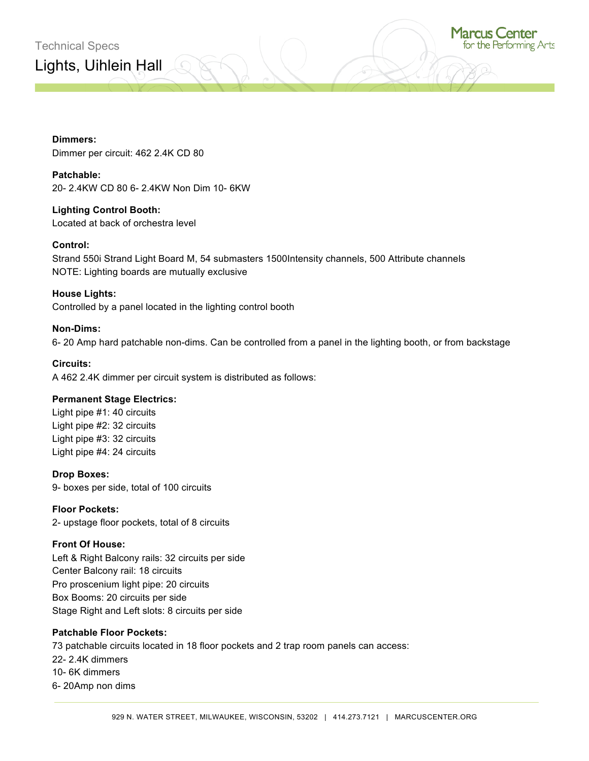Technical Specs

# Lights, Uihlein Hall

**Dimmers:**
Dimmer per circuit: 462 2.4K CD 80

**Patchable:**
20- 2.4KW CD 80 6- 2.4KW Non Dim 10- 6KW

**Lighting Control Booth:**
Located at back of orchestra level

**Control:**
Strand 550i Strand Light Board M, 54 submasters 1500Intensity channels, 500 Attribute channels
NOTE: Lighting boards are mutually exclusive

**House Lights:**
Controlled by a panel located in the lighting control booth

**Non-Dims:**
6- 20 Amp hard patchable non-dims. Can be controlled from a panel in the lighting booth, or from backstage

**Circuits:**
A 462 2.4K dimmer per circuit system is distributed as follows:

**Permanent Stage Electrics:**
Light pipe #1: 40 circuits
Light pipe #2: 32 circuits
Light pipe #3: 32 circuits
Light pipe #4: 24 circuits

**Drop Boxes:**
9- boxes per side, total of 100 circuits

**Floor Pockets:**
2- upstage floor pockets, total of 8 circuits

**Front Of House:**
Left & Right Balcony rails: 32 circuits per side
Center Balcony rail: 18 circuits
Pro proscenium light pipe: 20 circuits
Box Booms: 20 circuits per side
Stage Right and Left slots: 8 circuits per side

**Patchable Floor Pockets:**
73 patchable circuits located in 18 floor pockets and 2 trap room panels can access:
22- 2.4K dimmers
10- 6K dimmers
6- 20Amp non dims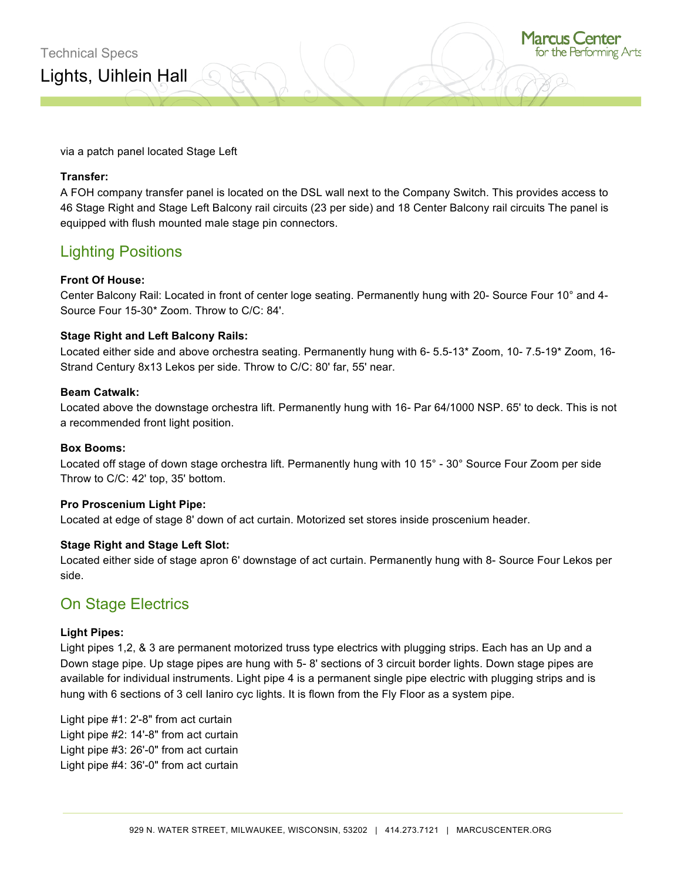via a patch panel located Stage Left

**Transfer:**
A FOH company transfer panel is located on the DSL wall next to the Company Switch. This provides access to 46 Stage Right and Stage Left Balcony rail circuits (23 per side) and 18 Center Balcony rail circuits The panel is equipped with flush mounted male stage pin connectors.

## Lighting Positions

**Front Of House:**
Center Balcony Rail: Located in front of center loge seating. Permanently hung with 20- Source Four 10° and 4- Source Four 15-30* Zoom. Throw to C/C: 84'.

**Stage Right and Left Balcony Rails:**
Located either side and above orchestra seating. Permanently hung with 6- 5.5-13* Zoom, 10- 7.5-19* Zoom, 16- Strand Century 8x13 Lekos per side. Throw to C/C: 80' far, 55' near.

**Beam Catwalk:**
Located above the downstage orchestra lift. Permanently hung with 16- Par 64/1000 NSP. 65' to deck. This is not a recommended front light position.

**Box Booms:**
Located off stage of down stage orchestra lift. Permanently hung with 10 15° - 30° Source Four Zoom per side Throw to C/C: 42' top, 35' bottom.

**Pro Proscenium Light Pipe:**
Located at edge of stage 8' down of act curtain. Motorized set stores inside proscenium header.

**Stage Right and Stage Left Slot:**
Located either side of stage apron 6' downstage of act curtain. Permanently hung with 8- Source Four Lekos per side.

## On Stage Electrics

**Light Pipes:**
Light pipes 1,2, & 3 are permanent motorized truss type electrics with plugging strips. Each has an Up and a Down stage pipe. Up stage pipes are hung with 5- 8' sections of 3 circuit border lights. Down stage pipes are available for individual instruments. Light pipe 4 is a permanent single pipe electric with plugging strips and is hung with 6 sections of 3 cell Ianiro cyc lights. It is flown from the Fly Floor as a system pipe.

Light pipe #1: 2'-8" from act curtain
Light pipe #2: 14'-8" from act curtain
Light pipe #3: 26'-0" from act curtain
Light pipe #4: 36'-0" from act curtain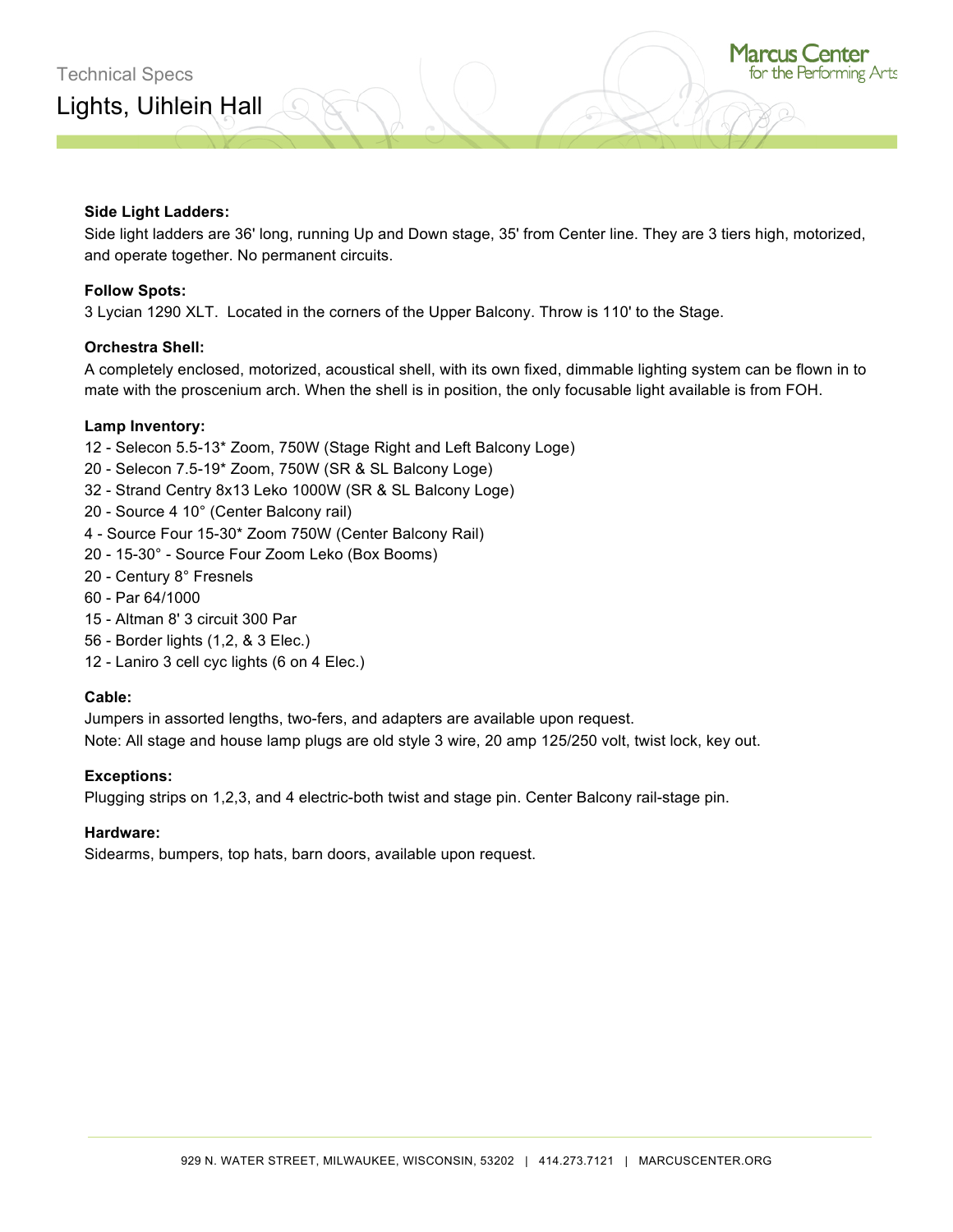Technical Specs

# Lights, Uihlein Hall

**Side Light Ladders:**

Side light ladders are 36' long, running Up and Down stage, 35' from Center line. They are 3 tiers high, motorized, and operate together. No permanent circuits.

**Follow Spots:**

3 Lycian 1290 XLT. Located in the corners of the Upper Balcony. Throw is 110' to the Stage.

**Orchestra Shell:**

A completely enclosed, motorized, acoustical shell, with its own fixed, dimmable lighting system can be flown in to mate with the proscenium arch. When the shell is in position, the only focusable light available is from FOH.

**Lamp Inventory:**

12 - Selecon 5.5-13* Zoom, 750W (Stage Right and Left Balcony Loge)
20 - Selecon 7.5-19* Zoom, 750W (SR & SL Balcony Loge)
32 - Strand Centry 8x13 Leko 1000W (SR & SL Balcony Loge)
20 - Source 4 10° (Center Balcony rail)
4 - Source Four 15-30* Zoom 750W (Center Balcony Rail)
20 - 15-30° - Source Four Zoom Leko (Box Booms)
20 - Century 8° Fresnels
60 - Par 64/1000
15 - Altman 8' 3 circuit 300 Par
56 - Border lights (1,2, & 3 Elec.)
12 - Laniro 3 cell cyc lights (6 on 4 Elec.)

**Cable:**

Jumpers in assorted lengths, two-fers, and adapters are available upon request.
Note: All stage and house lamp plugs are old style 3 wire, 20 amp 125/250 volt, twist lock, key out.

**Exceptions:**

Plugging strips on 1,2,3, and 4 electric-both twist and stage pin. Center Balcony rail-stage pin.

**Hardware:**

Sidearms, bumpers, top hats, barn doors, available upon request.